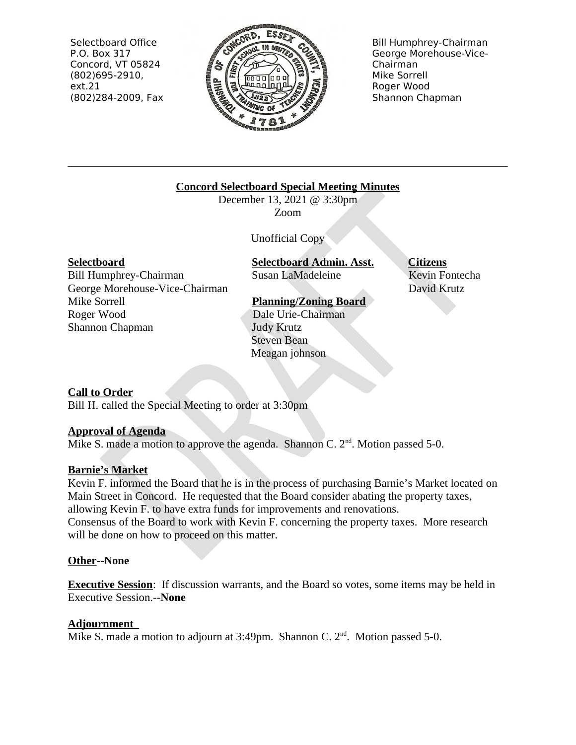Selectbоard Office
P.O. Box 317
Concord, VT 05824
(802)695-2910, ext.21
(802)284-2009, Fax

Bill Humphrey-Chairman
George Morehouse-Vice-Chairman
Mike Sorrell
Roger Wood
Shannon Chapman

---

**Concord Selectboard Special Meeting Minutes**

December 13, 2021 @ 3:30pm

Zoom

Unofficial Copy

**Selectboard**
Bill Humphrey-Chairman
George Morehouse-Vice-Chairman
Mike Sorrell
Roger Wood
Shannon Chapman

**Selectboard Admin. Asst.**
Susan LaMadeleine

**Planning/Zoning Board**
Dale Urie-Chairman
Judy Krutz
Steven Bean
Meagan johnson

**Citizens**
Kevin Fontecha
David Krutz

**Call to Order**

Bill H. called the Special Meeting to order at 3:30pm

**Approval of Agenda**

Mike S. made a motion to approve the agenda. Shannon C. 2nd. Motion passed 5-0.

**Barnie's Market**

Kevin F. informed the Board that he is in the process of purchasing Barnie's Market located on Main Street in Concord. He requested that the Board consider abating the property taxes, allowing Kevin F. to have extra funds for improvements and renovations.
Consensus of the Board to work with Kevin F. concerning the property taxes. More research will be done on how to proceed on this matter.

**Other--None**

**Executive Session**: If discussion warrants, and the Board so votes, some items may be held in Executive Session.--**None**

**Adjournment**

Mike S. made a motion to adjourn at 3:49pm. Shannon C. 2nd. Motion passed 5-0.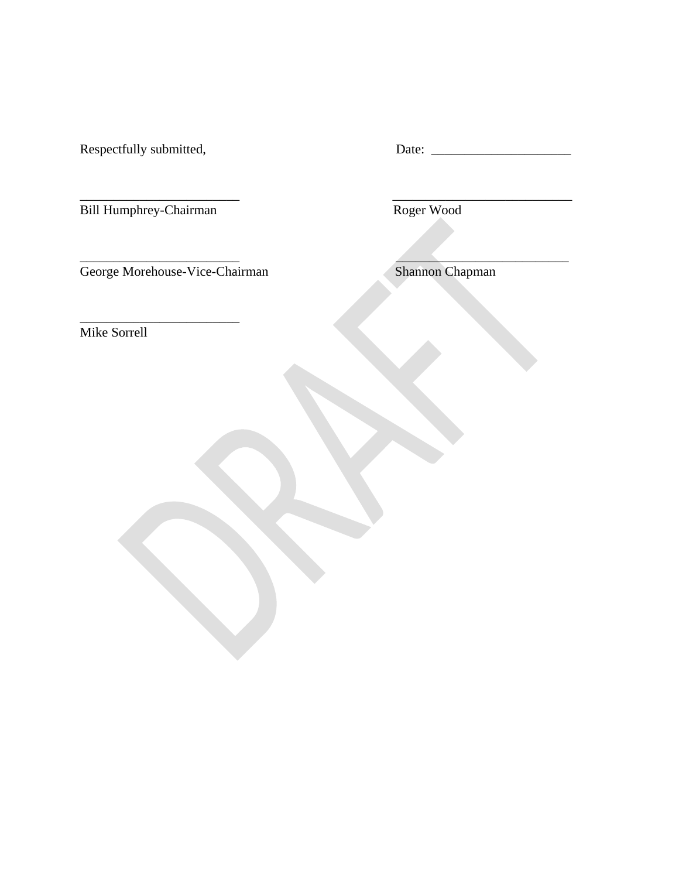Respectfully submitted,

Date: _____________________

________________________
Bill Humphrey-Chairman

___________________________
Roger Wood

________________________
George Morehouse-Vice-Chairman

__________________________
Shannon Chapman

________________________
Mike Sorrell

DRAFT